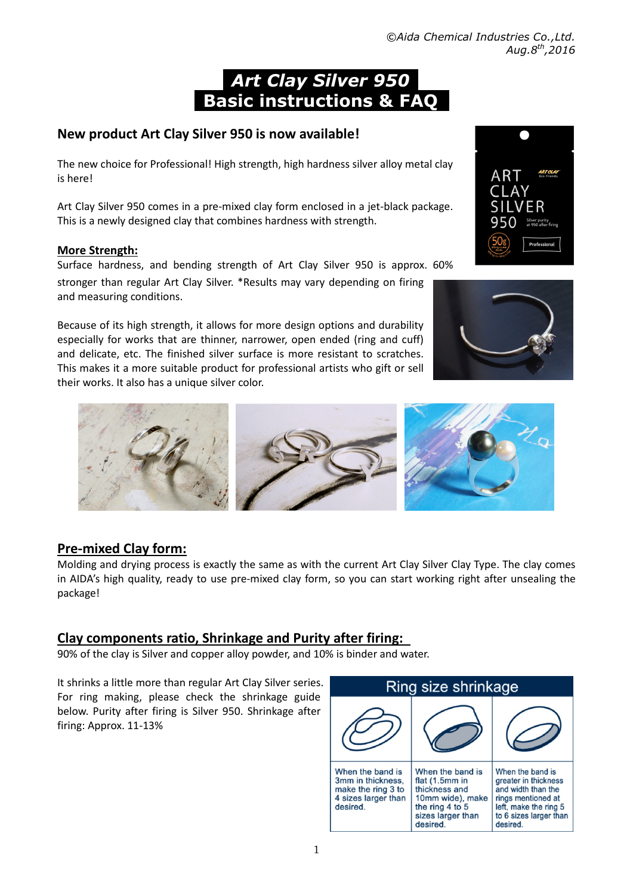*©Aida Chemical Industries Co.,Ltd.*
*Aug.8th,2016*

# Art Clay Silver 950
# Basic instructions & FAQ

## New product Art Clay Silver 950 is now available!

The new choice for Professional! High strength, high hardness silver alloy metal clay is here!

Art Clay Silver 950 comes in a pre-mixed clay form enclosed in a jet-black package. This is a newly designed clay that combines hardness with strength.

### More Strength:

Surface hardness, and bending strength of Art Clay Silver 950 is approx. 60% stronger than regular Art Clay Silver. *Results may vary depending on firing and measuring conditions.

Because of its high strength, it allows for more design options and durability especially for works that are thinner, narrower, open ended (ring and cuff) and delicate, etc. The finished silver surface is more resistant to scratches. This makes it a more suitable product for professional artists who gift or sell their works. It also has a unique silver color.

## Pre-mixed Clay form:

Molding and drying process is exactly the same as with the current Art Clay Silver Clay Type. The clay comes in AIDA's high quality, ready to use pre-mixed clay form, so you can start working right after unsealing the package!

## Clay components ratio, Shrinkage and Purity after firing:

90% of the clay is Silver and copper alloy powder, and 10% is binder and water.

It shrinks a little more than regular Art Clay Silver series. For ring making, please check the shrinkage guide below. Purity after firing is Silver 950. Shrinkage after firing: Approx. 11-13%

| Ring size shrinkage | | |
|---|---|---|
| When the band is 3mm in thickness, make the ring 3 to 4 sizes larger than desired. | When the band is flat (1.5mm in thickness and 10mm wide), make the ring 4 to 5 sizes larger than desired. | When the band is greater in thickness and width than the rings mentioned at left, make the ring 5 to 6 sizes larger than desired. |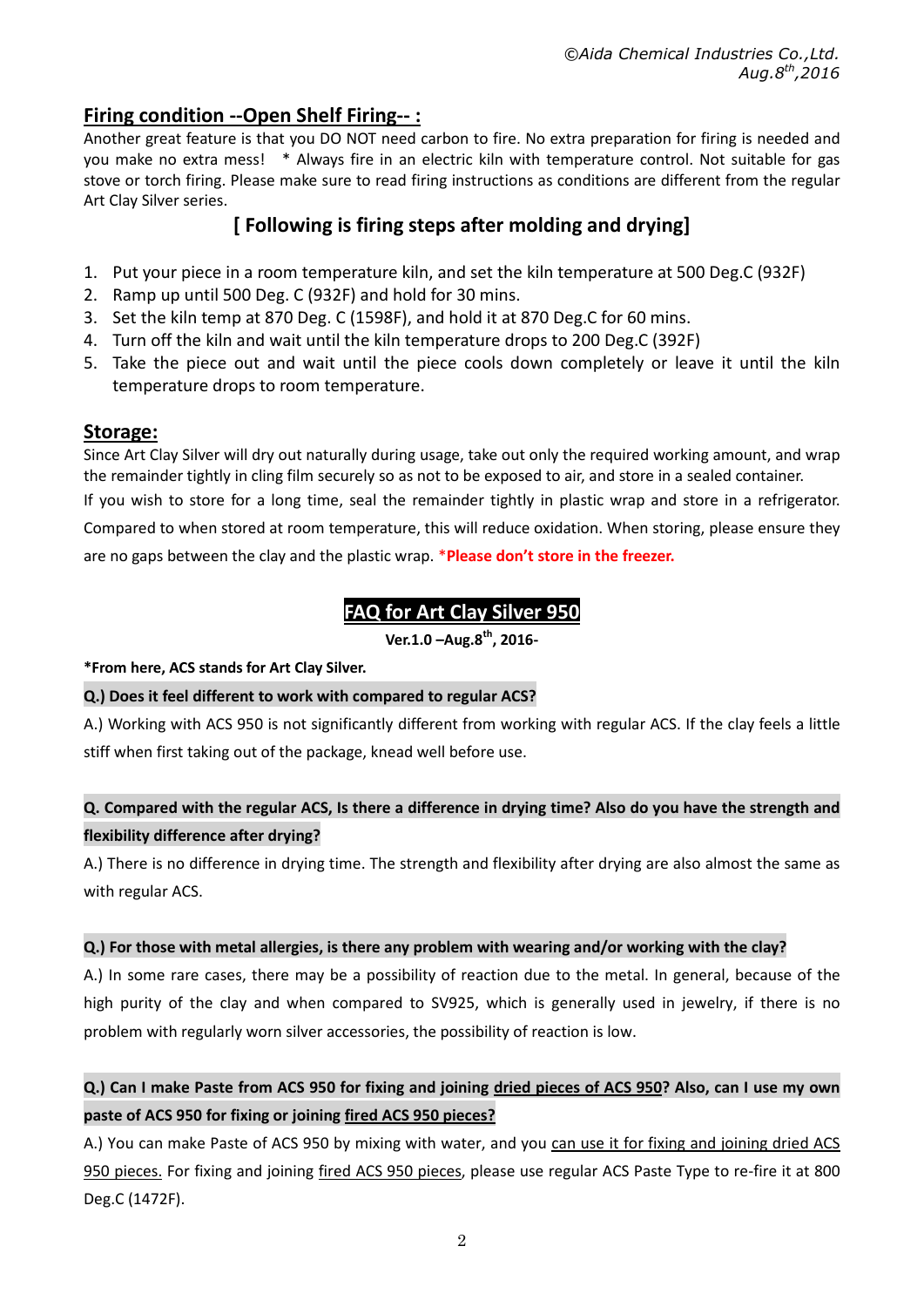## Firing condition --Open Shelf Firing-- :

Another great feature is that you DO NOT need carbon to fire. No extra preparation for firing is needed and you make no extra mess! * Always fire in an electric kiln with temperature control. Not suitable for gas stove or torch firing. Please make sure to read firing instructions as conditions are different from the regular Art Clay Silver series.

### [ Following is firing steps after molding and drying]

1. Put your piece in a room temperature kiln, and set the kiln temperature at 500 Deg.C (932F)
2. Ramp up until 500 Deg. C (932F) and hold for 30 mins.
3. Set the kiln temp at 870 Deg. C (1598F), and hold it at 870 Deg.C for 60 mins.
4. Turn off the kiln and wait until the kiln temperature drops to 200 Deg.C (392F)
5. Take the piece out and wait until the piece cools down completely or leave it until the kiln temperature drops to room temperature.

## Storage:

Since Art Clay Silver will dry out naturally during usage, take out only the required working amount, and wrap the remainder tightly in cling film securely so as not to be exposed to air, and store in a sealed container.

If you wish to store for a long time, seal the remainder tightly in plastic wrap and store in a refrigerator. Compared to when stored at room temperature, this will reduce oxidation. When storing, please ensure they are no gaps between the clay and the plastic wrap. ***Please don't store in the freezer.**

## FAQ for Art Clay Silver 950

**Ver.1.0 –Aug.8th, 2016-**

***From here, ACS stands for Art Clay Silver.**

**Q.) Does it feel different to work with compared to regular ACS?**

A.) Working with ACS 950 is not significantly different from working with regular ACS. If the clay feels a little stiff when first taking out of the package, knead well before use.

**Q. Compared with the regular ACS, Is there a difference in drying time? Also do you have the strength and flexibility difference after drying?**

A.) There is no difference in drying time. The strength and flexibility after drying are also almost the same as with regular ACS.

**Q.) For those with metal allergies, is there any problem with wearing and/or working with the clay?**

A.) In some rare cases, there may be a possibility of reaction due to the metal. In general, because of the high purity of the clay and when compared to SV925, which is generally used in jewelry, if there is no problem with regularly worn silver accessories, the possibility of reaction is low.

**Q.) Can I make Paste from ACS 950 for fixing and joining dried pieces of ACS 950? Also, can I use my own paste of ACS 950 for fixing or joining fired ACS 950 pieces?**

A.) You can make Paste of ACS 950 by mixing with water, and you can use it for fixing and joining dried ACS 950 pieces. For fixing and joining fired ACS 950 pieces, please use regular ACS Paste Type to re-fire it at 800 Deg.C (1472F).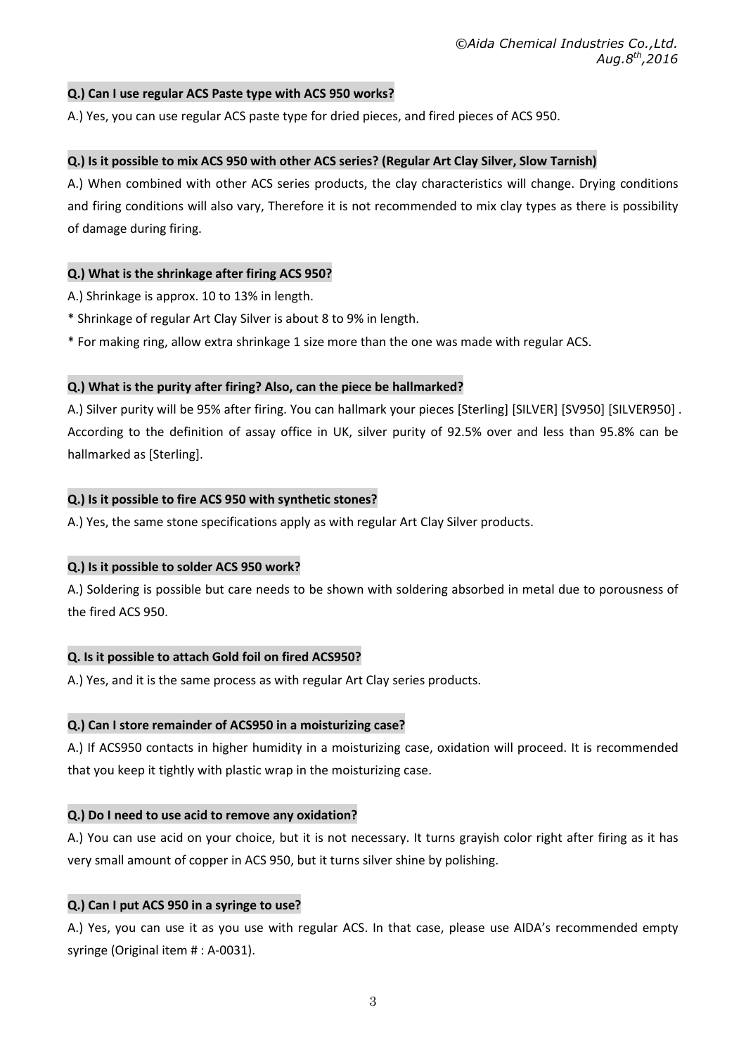**Q.) Can I use regular ACS Paste type with ACS 950 works?**

A.) Yes, you can use regular ACS paste type for dried pieces, and fired pieces of ACS 950.

**Q.) Is it possible to mix ACS 950 with other ACS series? (Regular Art Clay Silver, Slow Tarnish)**

A.) When combined with other ACS series products, the clay characteristics will change. Drying conditions and firing conditions will also vary, Therefore it is not recommended to mix clay types as there is possibility of damage during firing.

**Q.) What is the shrinkage after firing ACS 950?**

A.) Shrinkage is approx. 10 to 13% in length.

* Shrinkage of regular Art Clay Silver is about 8 to 9% in length.

* For making ring, allow extra shrinkage 1 size more than the one was made with regular ACS.

**Q.) What is the purity after firing? Also, can the piece be hallmarked?**

A.) Silver purity will be 95% after firing. You can hallmark your pieces [Sterling] [SILVER] [SV950] [SILVER950] . According to the definition of assay office in UK, silver purity of 92.5% over and less than 95.8% can be hallmarked as [Sterling].

**Q.) Is it possible to fire ACS 950 with synthetic stones?**

A.) Yes, the same stone specifications apply as with regular Art Clay Silver products.

**Q.) Is it possible to solder ACS 950 work?**

A.) Soldering is possible but care needs to be shown with soldering absorbed in metal due to porousness of the fired ACS 950.

**Q. Is it possible to attach Gold foil on fired ACS950?**

A.) Yes, and it is the same process as with regular Art Clay series products.

**Q.) Can I store remainder of ACS950 in a moisturizing case?**

A.) If ACS950 contacts in higher humidity in a moisturizing case, oxidation will proceed. It is recommended that you keep it tightly with plastic wrap in the moisturizing case.

**Q.) Do I need to use acid to remove any oxidation?**

A.) You can use acid on your choice, but it is not necessary. It turns grayish color right after firing as it has very small amount of copper in ACS 950, but it turns silver shine by polishing.

**Q.) Can I put ACS 950 in a syringe to use?**

A.) Yes, you can use it as you use with regular ACS. In that case, please use AIDA's recommended empty syringe (Original item # : A-0031).